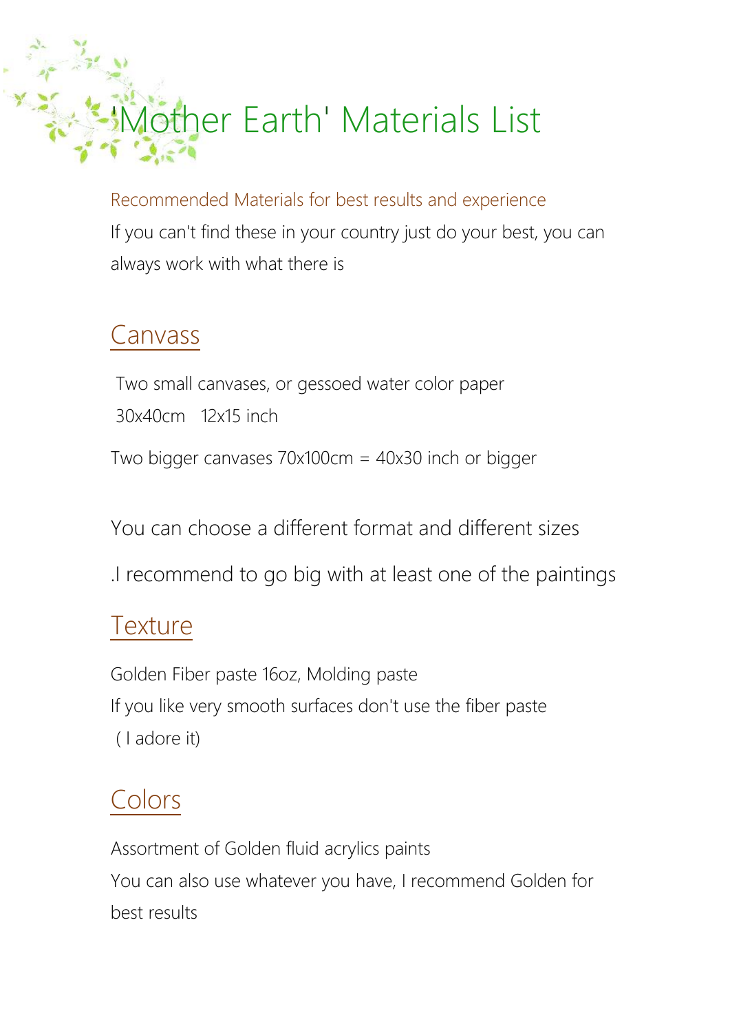# 'Mother Earth' Materials List

Recommended Materials for best results and experience

If you can't find these in your country just do your best, you can always work with what there is

## Canvass

Two small canvases, or gessoed water color paper
30x40cm 12x15 inch

Two bigger canvases 70x100cm = 40x30 inch or bigger

You can choose a different format and different sizes

.I recommend to go big with at least one of the paintings

## Texture

Golden Fiber paste 16oz, Molding paste
If you like very smooth surfaces don't use the fiber paste
( I adore it)

## Colors

Assortment of Golden fluid acrylics paints
You can also use whatever you have, I recommend Golden for best results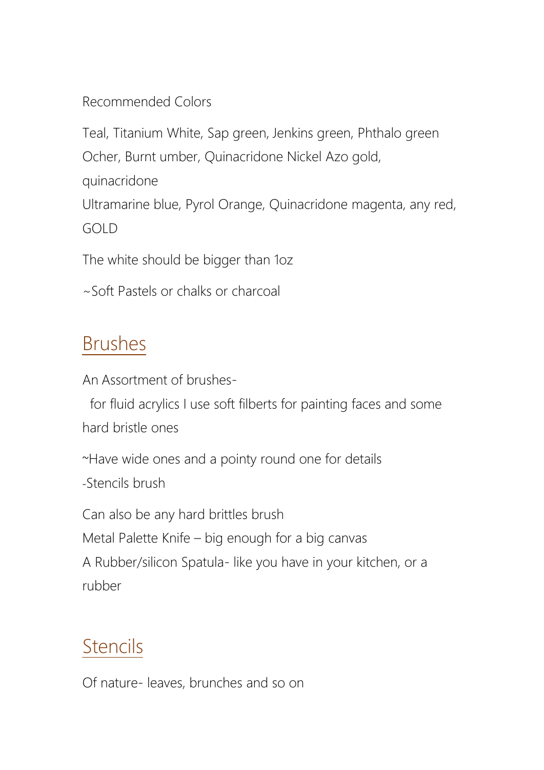Recommended Colors

Teal, Titanium White, Sap green, Jenkins green, Phthalo green
Ocher, Burnt umber, Quinacridone Nickel Azo gold, quinacridone
Ultramarine blue, Pyrol Orange, Quinacridone magenta, any red, GOLD

The white should be bigger than 1oz

~Soft Pastels or chalks or charcoal

## Brushes

An Assortment of brushes-
for fluid acrylics I use soft filberts for painting faces and some hard bristle ones

~Have wide ones and a pointy round one for details
-Stencils brush

Can also be any hard brittles brush
Metal Palette Knife – big enough for a big canvas
A Rubber/silicon Spatula- like you have in your kitchen, or a rubber

## Stencils

Of nature- leaves, brunches and so on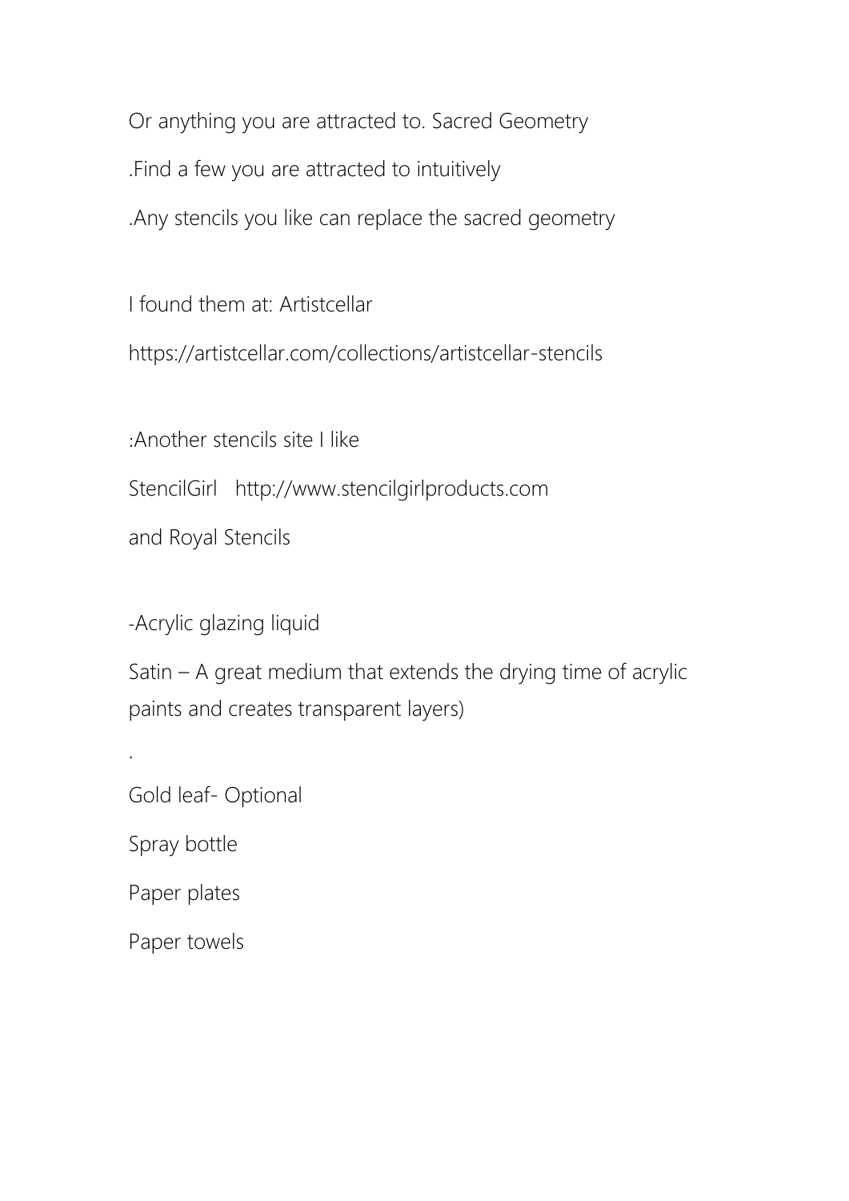Or anything you are attracted to. Sacred Geometry

.Find a few you are attracted to intuitively

.Any stencils you like can replace the sacred geometry

I found them at: Artistcellar

https://artistcellar.com/collections/artistcellar-stencils

:Another stencils site I like

StencilGirl http://www.stencilgirlproducts.com

and Royal Stencils

-Acrylic glazing liquid

Satin – A great medium that extends the drying time of acrylic paints and creates transparent layers)

.

Gold leaf- Optional

Spray bottle

Paper plates

Paper towels